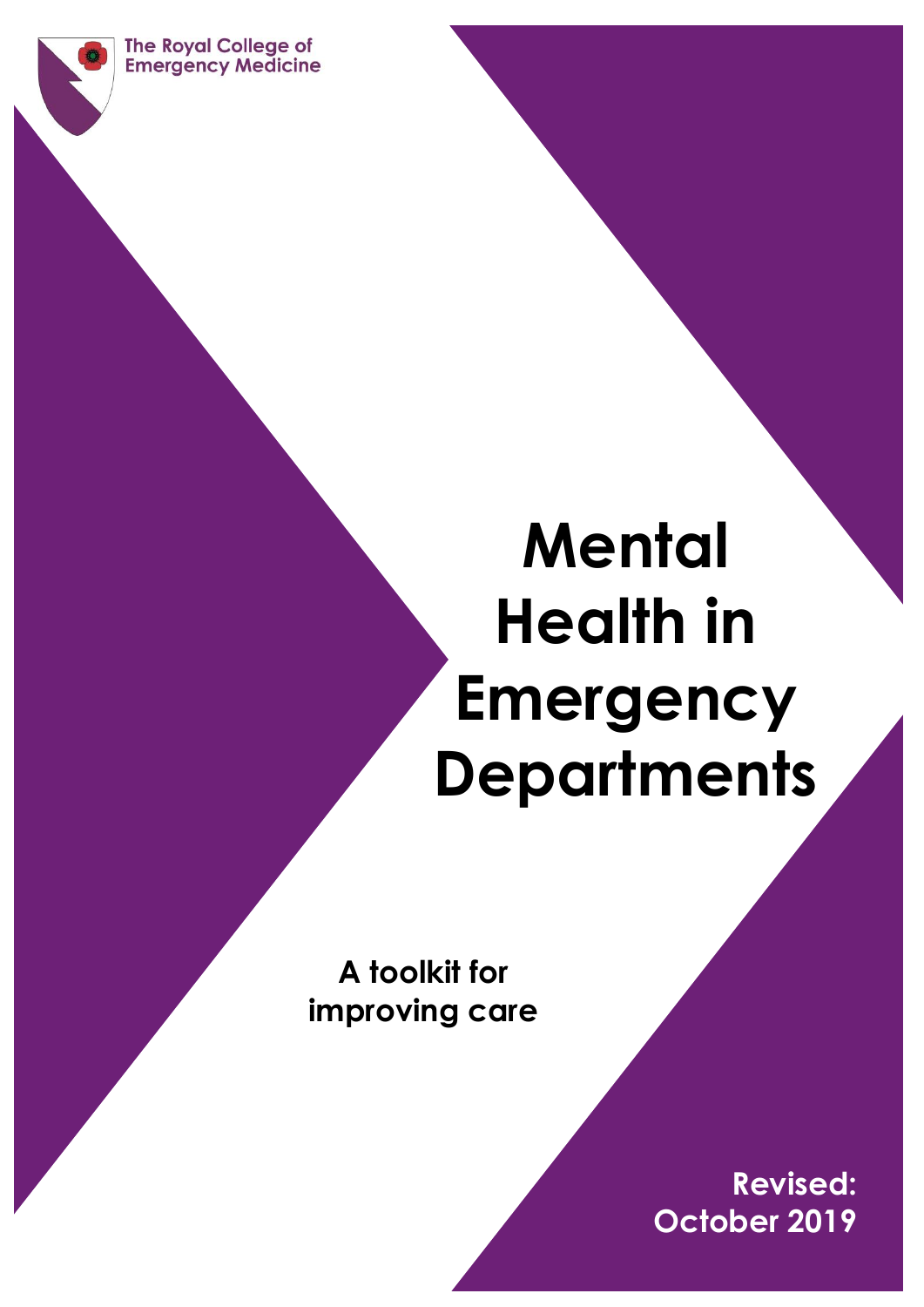The Royal College of Emergency Medicine

# Mental Health in Emergency Departments

**A toolkit for improving care**

**Revised: October 2019**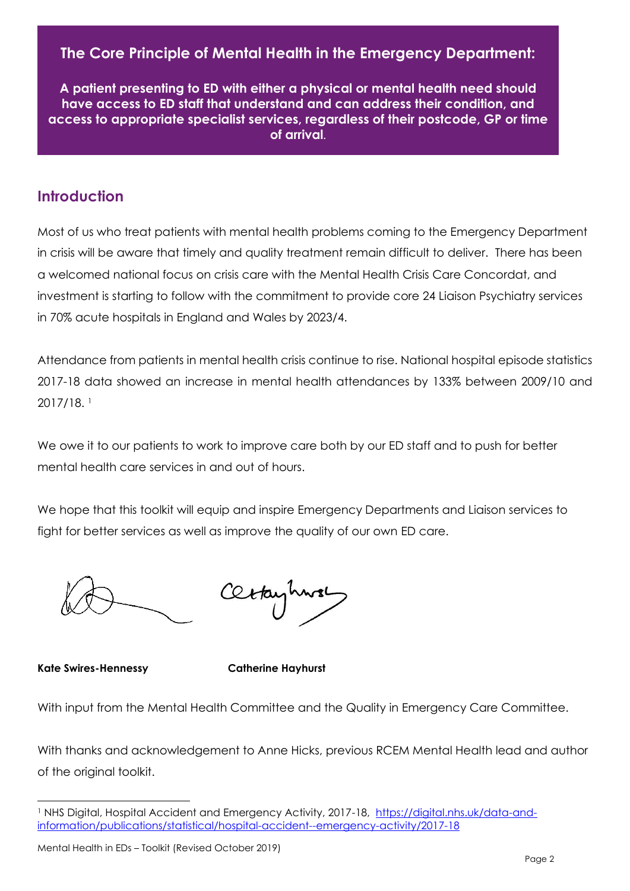**The Core Principle of Mental Health in the Emergency Department:**

**A patient presenting to ED with either a physical or mental health need should have access to ED staff that understand and can address their condition, and access to appropriate specialist services, regardless of their postcode, GP or time of arrival.**

## Introduction

Most of us who treat patients with mental health problems coming to the Emergency Department in crisis will be aware that timely and quality treatment remain difficult to deliver. There has been a welcomed national focus on crisis care with the Mental Health Crisis Care Concordat, and investment is starting to follow with the commitment to provide core 24 Liaison Psychiatry services in 70% acute hospitals in England and Wales by 2023/4.

Attendance from patients in mental health crisis continue to rise. National hospital episode statistics 2017-18 data showed an increase in mental health attendances by 133% between 2009/10 and 2017/18. [1]

We owe it to our patients to work to improve care both by our ED staff and to push for better mental health care services in and out of hours.

We hope that this toolkit will equip and inspire Emergency Departments and Liaison services to fight for better services as well as improve the quality of our own ED care.

**Kate Swires-Hennessy** **Catherine Hayhurst**

With input from the Mental Health Committee and the Quality in Emergency Care Committee.

With thanks and acknowledgement to Anne Hicks, previous RCEM Mental Health lead and author of the original toolkit.

[1] NHS Digital, Hospital Accident and Emergency Activity, 2017-18, https://digital.nhs.uk/data-and-information/publications/statistical/hospital-accident--emergency-activity/2017-18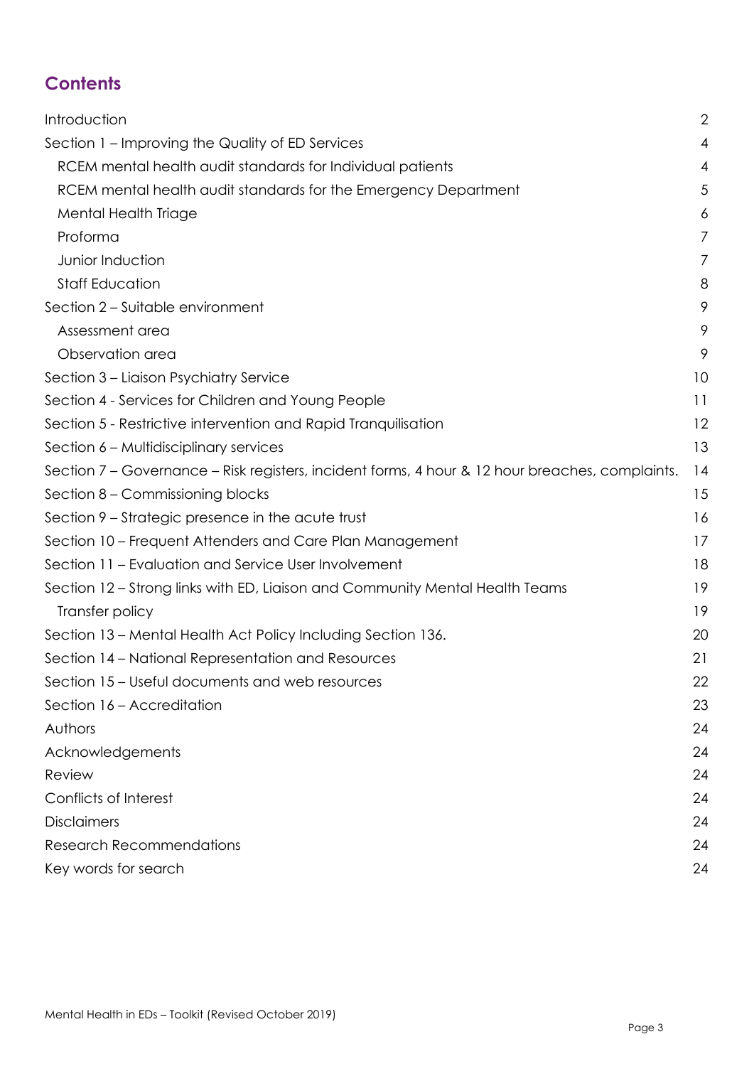## Contents

| | |
|---|---|
| Introduction | 2 |
| Section 1 – Improving the Quality of ED Services | 4 |
| RCEM mental health audit standards for Individual patients | 4 |
| RCEM mental health audit standards for the Emergency Department | 5 |
| Mental Health Triage | 6 |
| Proforma | 7 |
| Junior Induction | 7 |
| Staff Education | 8 |
| Section 2 – Suitable environment | 9 |
| Assessment area | 9 |
| Observation area | 9 |
| Section 3 – Liaison Psychiatry Service | 10 |
| Section 4 - Services for Children and Young People | 11 |
| Section 5 - Restrictive intervention and Rapid Tranquilisation | 12 |
| Section 6 – Multidisciplinary services | 13 |
| Section 7 – Governance – Risk registers, incident forms, 4 hour & 12 hour breaches, complaints. | 14 |
| Section 8 – Commissioning blocks | 15 |
| Section 9 – Strategic presence in the acute trust | 16 |
| Section 10 – Frequent Attenders and Care Plan Management | 17 |
| Section 11 – Evaluation and Service User Involvement | 18 |
| Section 12 – Strong links with ED, Liaison and Community Mental Health Teams | 19 |
| Transfer policy | 19 |
| Section 13 – Mental Health Act Policy Including Section 136. | 20 |
| Section 14 – National Representation and Resources | 21 |
| Section 15 – Useful documents and web resources | 22 |
| Section 16 – Accreditation | 23 |
| Authors | 24 |
| Acknowledgements | 24 |
| Review | 24 |
| Conflicts of Interest | 24 |
| Disclaimers | 24 |
| Research Recommendations | 24 |
| Key words for search | 24 |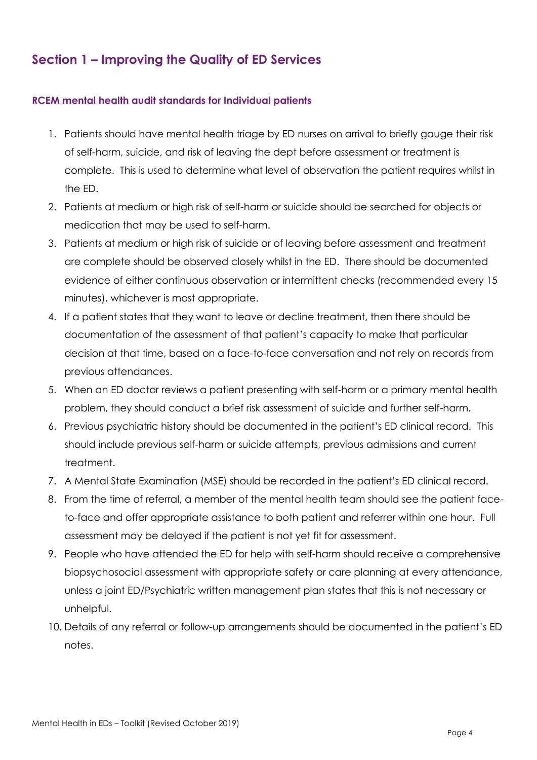## Section 1 – Improving the Quality of ED Services

### RCEM mental health audit standards for Individual patients

1. Patients should have mental health triage by ED nurses on arrival to briefly gauge their risk of self-harm, suicide, and risk of leaving the dept before assessment or treatment is complete. This is used to determine what level of observation the patient requires whilst in the ED.
2. Patients at medium or high risk of self-harm or suicide should be searched for objects or medication that may be used to self-harm.
3. Patients at medium or high risk of suicide or of leaving before assessment and treatment are complete should be observed closely whilst in the ED. There should be documented evidence of either continuous observation or intermittent checks (recommended every 15 minutes), whichever is most appropriate.
4. If a patient states that they want to leave or decline treatment, then there should be documentation of the assessment of that patient's capacity to make that particular decision at that time, based on a face-to-face conversation and not rely on records from previous attendances.
5. When an ED doctor reviews a patient presenting with self-harm or a primary mental health problem, they should conduct a brief risk assessment of suicide and further self-harm.
6. Previous psychiatric history should be documented in the patient's ED clinical record. This should include previous self-harm or suicide attempts, previous admissions and current treatment.
7. A Mental State Examination (MSE) should be recorded in the patient's ED clinical record.
8. From the time of referral, a member of the mental health team should see the patient face-to-face and offer appropriate assistance to both patient and referrer within one hour. Full assessment may be delayed if the patient is not yet fit for assessment.
9. People who have attended the ED for help with self-harm should receive a comprehensive biopsychosocial assessment with appropriate safety or care planning at every attendance, unless a joint ED/Psychiatric written management plan states that this is not necessary or unhelpful.
10. Details of any referral or follow-up arrangements should be documented in the patient's ED notes.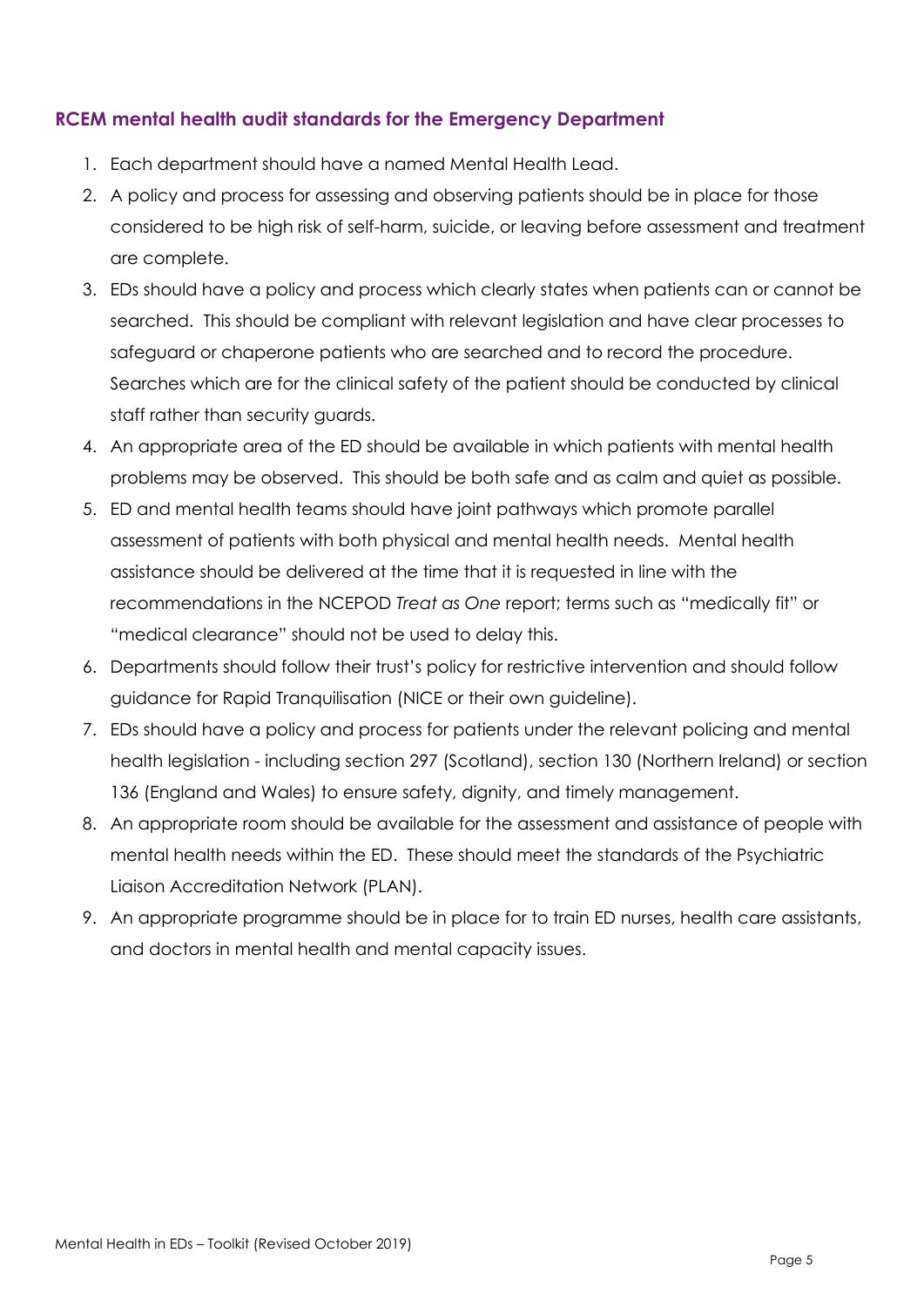## RCEM mental health audit standards for the Emergency Department

1. Each department should have a named Mental Health Lead.
2. A policy and process for assessing and observing patients should be in place for those considered to be high risk of self-harm, suicide, or leaving before assessment and treatment are complete.
3. EDs should have a policy and process which clearly states when patients can or cannot be searched. This should be compliant with relevant legislation and have clear processes to safeguard or chaperone patients who are searched and to record the procedure. Searches which are for the clinical safety of the patient should be conducted by clinical staff rather than security guards.
4. An appropriate area of the ED should be available in which patients with mental health problems may be observed. This should be both safe and as calm and quiet as possible.
5. ED and mental health teams should have joint pathways which promote parallel assessment of patients with both physical and mental health needs. Mental health assistance should be delivered at the time that it is requested in line with the recommendations in the NCEPOD *Treat as One* report; terms such as "medically fit" or "medical clearance" should not be used to delay this.
6. Departments should follow their trust's policy for restrictive intervention and should follow guidance for Rapid Tranquilisation (NICE or their own guideline).
7. EDs should have a policy and process for patients under the relevant policing and mental health legislation - including section 297 (Scotland), section 130 (Northern Ireland) or section 136 (England and Wales) to ensure safety, dignity, and timely management.
8. An appropriate room should be available for the assessment and assistance of people with mental health needs within the ED. These should meet the standards of the Psychiatric Liaison Accreditation Network (PLAN).
9. An appropriate programme should be in place for to train ED nurses, health care assistants, and doctors in mental health and mental capacity issues.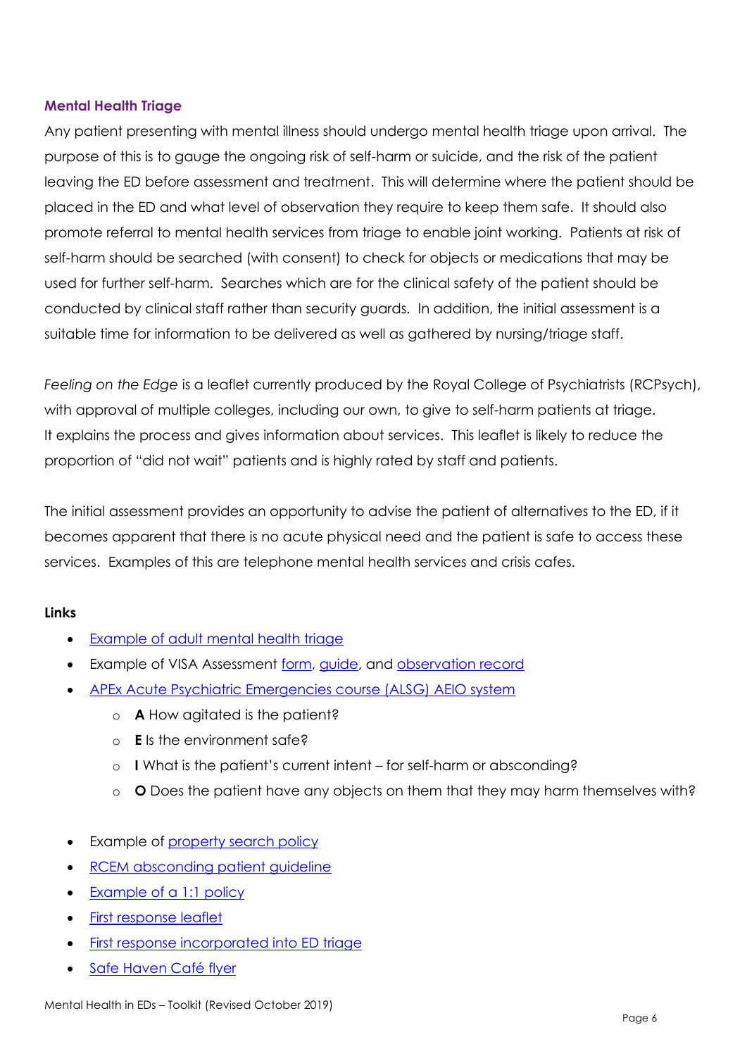## Mental Health Triage

Any patient presenting with mental illness should undergo mental health triage upon arrival. The purpose of this is to gauge the ongoing risk of self-harm or suicide, and the risk of the patient leaving the ED before assessment and treatment. This will determine where the patient should be placed in the ED and what level of observation they require to keep them safe. It should also promote referral to mental health services from triage to enable joint working. Patients at risk of self-harm should be searched (with consent) to check for objects or medications that may be used for further self-harm. Searches which are for the clinical safety of the patient should be conducted by clinical staff rather than security guards. In addition, the initial assessment is a suitable time for information to be delivered as well as gathered by nursing/triage staff.

*Feeling on the Edge* is a leaflet currently produced by the Royal College of Psychiatrists (RCPsych), with approval of multiple colleges, including our own, to give to self-harm patients at triage. It explains the process and gives information about services. This leaflet is likely to reduce the proportion of "did not wait" patients and is highly rated by staff and patients.

The initial assessment provides an opportunity to advise the patient of alternatives to the ED, if it becomes apparent that there is no acute physical need and the patient is safe to access these services. Examples of this are telephone mental health services and crisis cafes.

**Links**

- Example of adult mental health triage
- Example of VISA Assessment form, guide, and observation record
- APEx Acute Psychiatric Emergencies course (ALSG) AEIO system
  - **A** How agitated is the patient?
  - **E** Is the environment safe?
  - **I** What is the patient's current intent – for self-harm or absconding?
  - **O** Does the patient have any objects on them that they may harm themselves with?
- Example of property search policy
- RCEM absconding patient guideline
- Example of a 1:1 policy
- First response leaflet
- First response incorporated into ED triage
- Safe Haven Café flyer

Mental Health in EDs – Toolkit (Revised October 2019)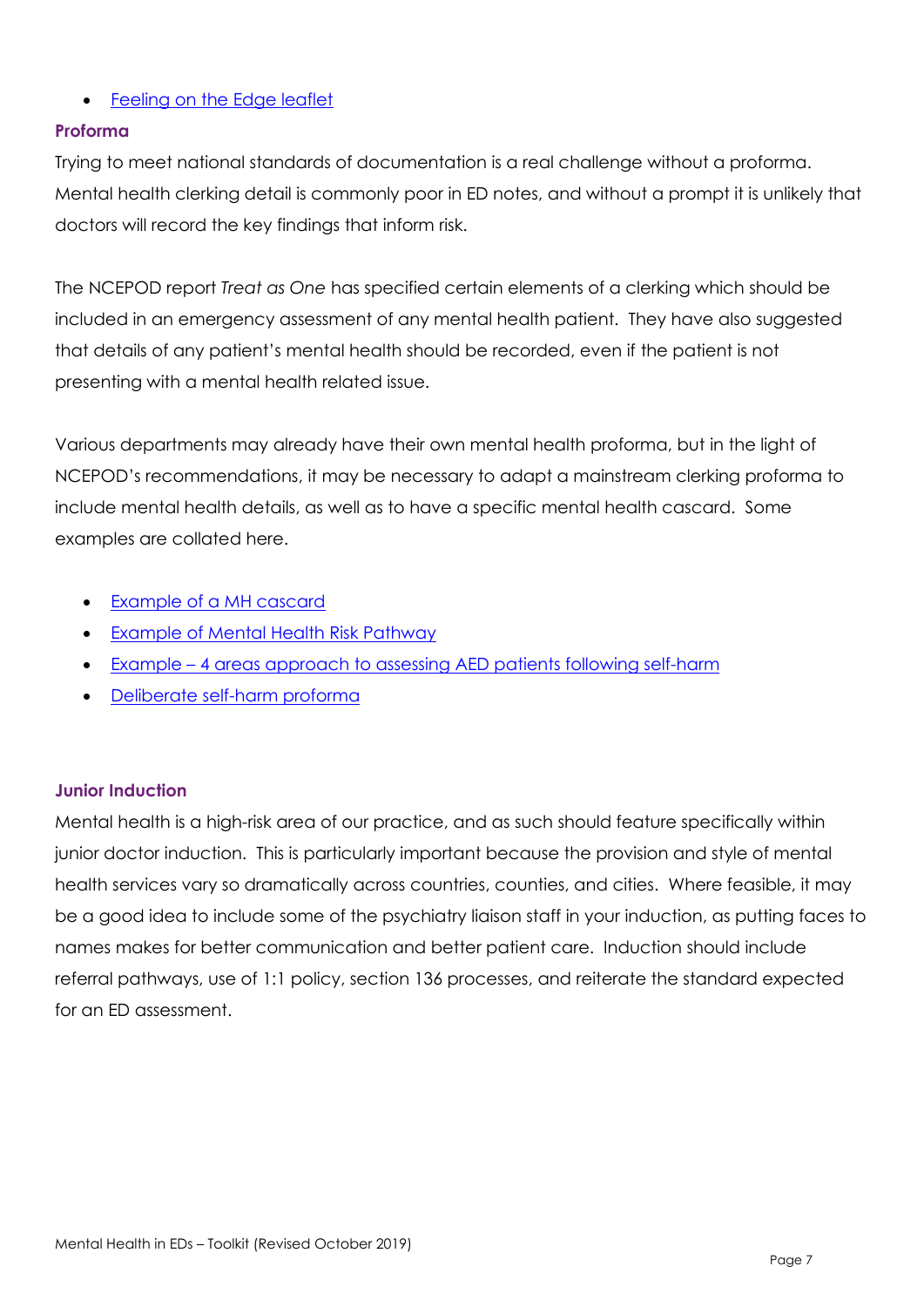- Feeling on the Edge leaflet

### Proforma

Trying to meet national standards of documentation is a real challenge without a proforma. Mental health clerking detail is commonly poor in ED notes, and without a prompt it is unlikely that doctors will record the key findings that inform risk.

The NCEPOD report *Treat as One* has specified certain elements of a clerking which should be included in an emergency assessment of any mental health patient. They have also suggested that details of any patient's mental health should be recorded, even if the patient is not presenting with a mental health related issue.

Various departments may already have their own mental health proforma, but in the light of NCEPOD's recommendations, it may be necessary to adapt a mainstream clerking proforma to include mental health details, as well as to have a specific mental health cascard. Some examples are collated here.

- Example of a MH cascard
- Example of Mental Health Risk Pathway
- Example – 4 areas approach to assessing AED patients following self-harm
- Deliberate self-harm proforma

### Junior Induction

Mental health is a high-risk area of our practice, and as such should feature specifically within junior doctor induction. This is particularly important because the provision and style of mental health services vary so dramatically across countries, counties, and cities. Where feasible, it may be a good idea to include some of the psychiatry liaison staff in your induction, as putting faces to names makes for better communication and better patient care. Induction should include referral pathways, use of 1:1 policy, section 136 processes, and reiterate the standard expected for an ED assessment.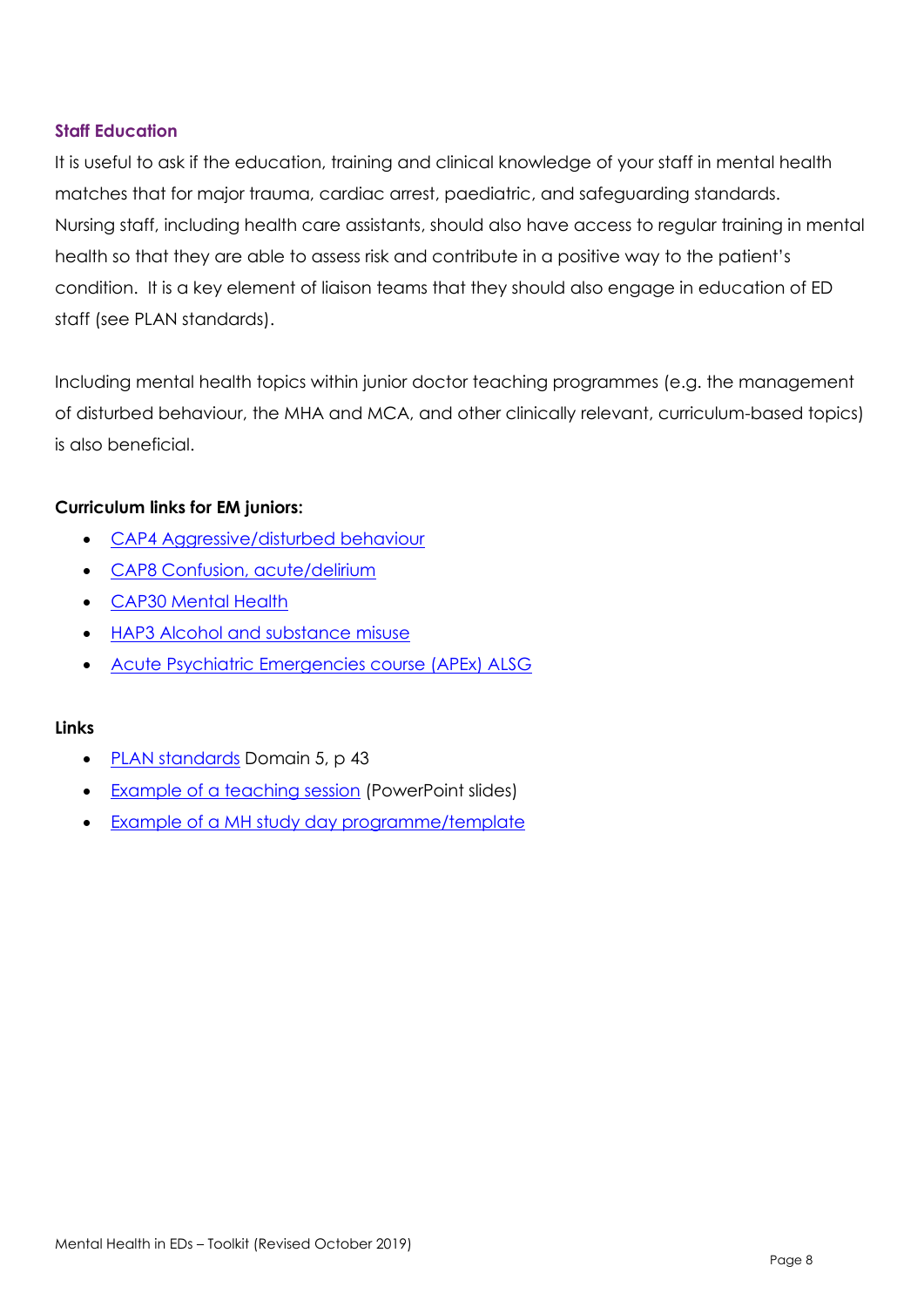## Staff Education

It is useful to ask if the education, training and clinical knowledge of your staff in mental health matches that for major trauma, cardiac arrest, paediatric, and safeguarding standards. Nursing staff, including health care assistants, should also have access to regular training in mental health so that they are able to assess risk and contribute in a positive way to the patient's condition. It is a key element of liaison teams that they should also engage in education of ED staff (see PLAN standards).

Including mental health topics within junior doctor teaching programmes (e.g. the management of disturbed behaviour, the MHA and MCA, and other clinically relevant, curriculum-based topics) is also beneficial.

**Curriculum links for EM juniors:**

- CAP4 Aggressive/disturbed behaviour
- CAP8 Confusion, acute/delirium
- CAP30 Mental Health
- HAP3 Alcohol and substance misuse
- Acute Psychiatric Emergencies course (APEx) ALSG

**Links**

- PLAN standards Domain 5, p 43
- Example of a teaching session (PowerPoint slides)
- Example of a MH study day programme/template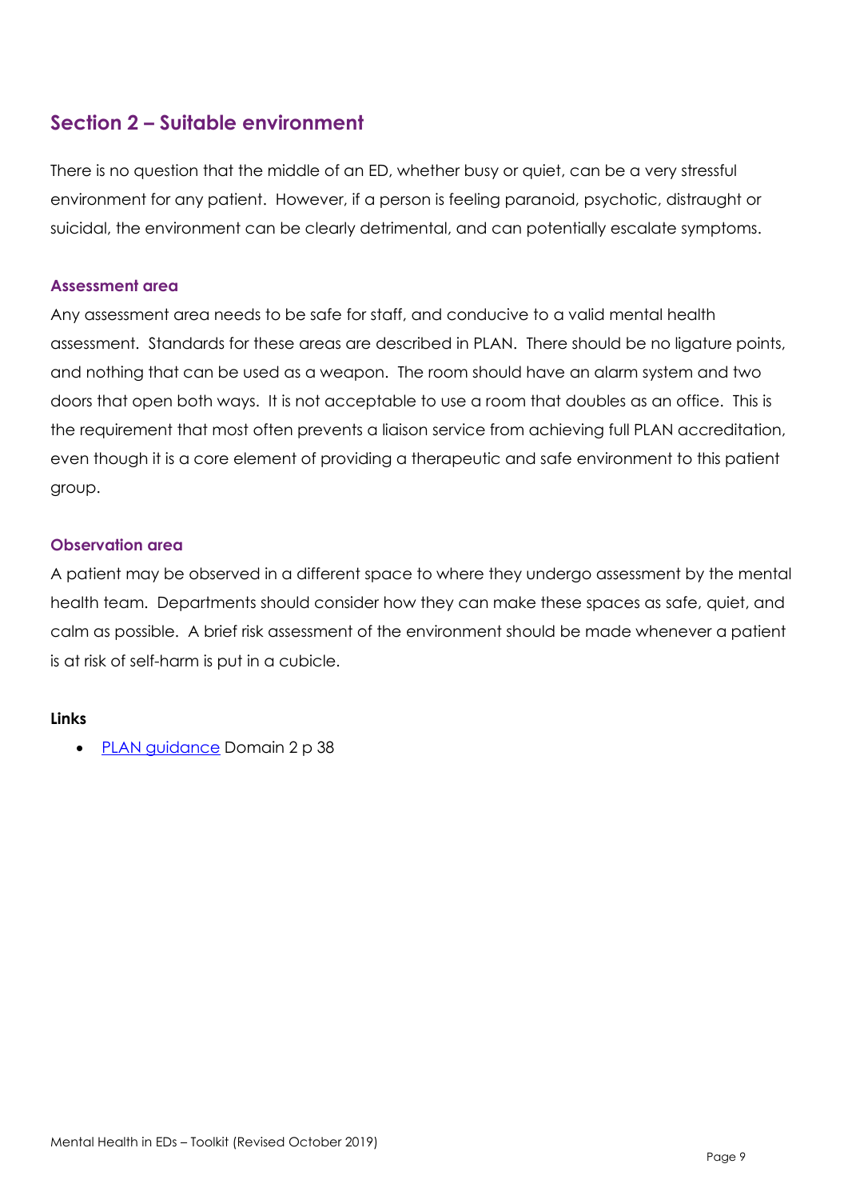## Section 2 – Suitable environment

There is no question that the middle of an ED, whether busy or quiet, can be a very stressful environment for any patient. However, if a person is feeling paranoid, psychotic, distraught or suicidal, the environment can be clearly detrimental, and can potentially escalate symptoms.

### Assessment area

Any assessment area needs to be safe for staff, and conducive to a valid mental health assessment. Standards for these areas are described in PLAN. There should be no ligature points, and nothing that can be used as a weapon. The room should have an alarm system and two doors that open both ways. It is not acceptable to use a room that doubles as an office. This is the requirement that most often prevents a liaison service from achieving full PLAN accreditation, even though it is a core element of providing a therapeutic and safe environment to this patient group.

### Observation area

A patient may be observed in a different space to where they undergo assessment by the mental health team. Departments should consider how they can make these spaces as safe, quiet, and calm as possible. A brief risk assessment of the environment should be made whenever a patient is at risk of self-harm is put in a cubicle.

**Links**

- PLAN guidance Domain 2 p 38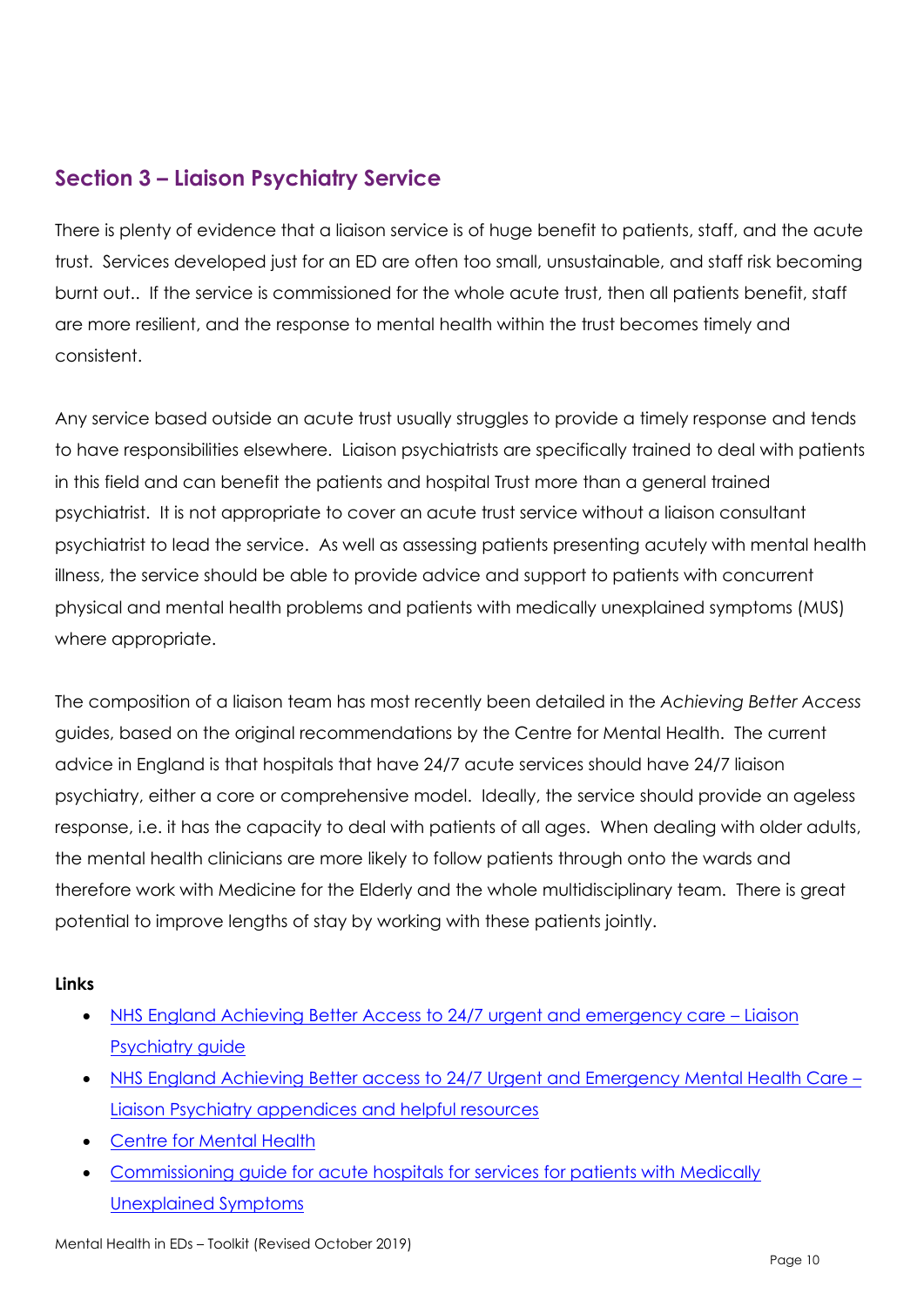## Section 3 – Liaison Psychiatry Service

There is plenty of evidence that a liaison service is of huge benefit to patients, staff, and the acute trust. Services developed just for an ED are often too small, unsustainable, and staff risk becoming burnt out.. If the service is commissioned for the whole acute trust, then all patients benefit, staff are more resilient, and the response to mental health within the trust becomes timely and consistent.

Any service based outside an acute trust usually struggles to provide a timely response and tends to have responsibilities elsewhere. Liaison psychiatrists are specifically trained to deal with patients in this field and can benefit the patients and hospital Trust more than a general trained psychiatrist. It is not appropriate to cover an acute trust service without a liaison consultant psychiatrist to lead the service. As well as assessing patients presenting acutely with mental health illness, the service should be able to provide advice and support to patients with concurrent physical and mental health problems and patients with medically unexplained symptoms (MUS) where appropriate.

The composition of a liaison team has most recently been detailed in the *Achieving Better Access* guides, based on the original recommendations by the Centre for Mental Health. The current advice in England is that hospitals that have 24/7 acute services should have 24/7 liaison psychiatry, either a core or comprehensive model. Ideally, the service should provide an ageless response, i.e. it has the capacity to deal with patients of all ages. When dealing with older adults, the mental health clinicians are more likely to follow patients through onto the wards and therefore work with Medicine for the Elderly and the whole multidisciplinary team. There is great potential to improve lengths of stay by working with these patients jointly.

**Links**

- NHS England Achieving Better Access to 24/7 urgent and emergency care – Liaison Psychiatry guide
- NHS England Achieving Better access to 24/7 Urgent and Emergency Mental Health Care – Liaison Psychiatry appendices and helpful resources
- Centre for Mental Health
- Commissioning guide for acute hospitals for services for patients with Medically Unexplained Symptoms

Mental Health in EDs – Toolkit (Revised October 2019)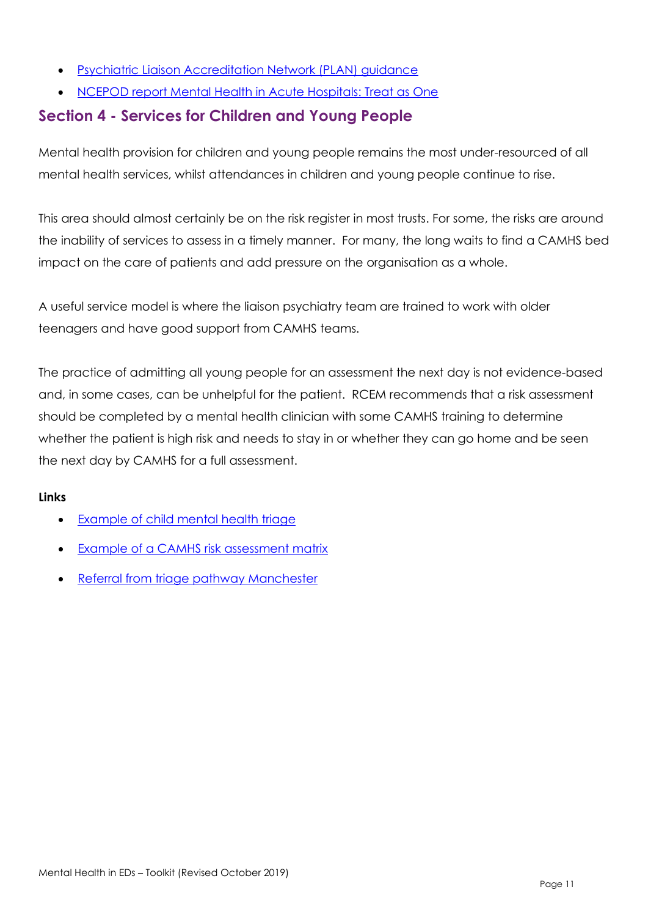- [Psychiatric Liaison Accreditation Network (PLAN) guidance]()
- [NCEPOD report Mental Health in Acute Hospitals: Treat as One]()

## Section 4 - Services for Children and Young People

Mental health provision for children and young people remains the most under-resourced of all mental health services, whilst attendances in children and young people continue to rise.

This area should almost certainly be on the risk register in most trusts. For some, the risks are around the inability of services to assess in a timely manner. For many, the long waits to find a CAMHS bed impact on the care of patients and add pressure on the organisation as a whole.

A useful service model is where the liaison psychiatry team are trained to work with older teenagers and have good support from CAMHS teams.

The practice of admitting all young people for an assessment the next day is not evidence-based and, in some cases, can be unhelpful for the patient. RCEM recommends that a risk assessment should be completed by a mental health clinician with some CAMHS training to determine whether the patient is high risk and needs to stay in or whether they can go home and be seen the next day by CAMHS for a full assessment.

**Links**

- [Example of child mental health triage]()
- [Example of a CAMHS risk assessment matrix]()
- [Referral from triage pathway Manchester]()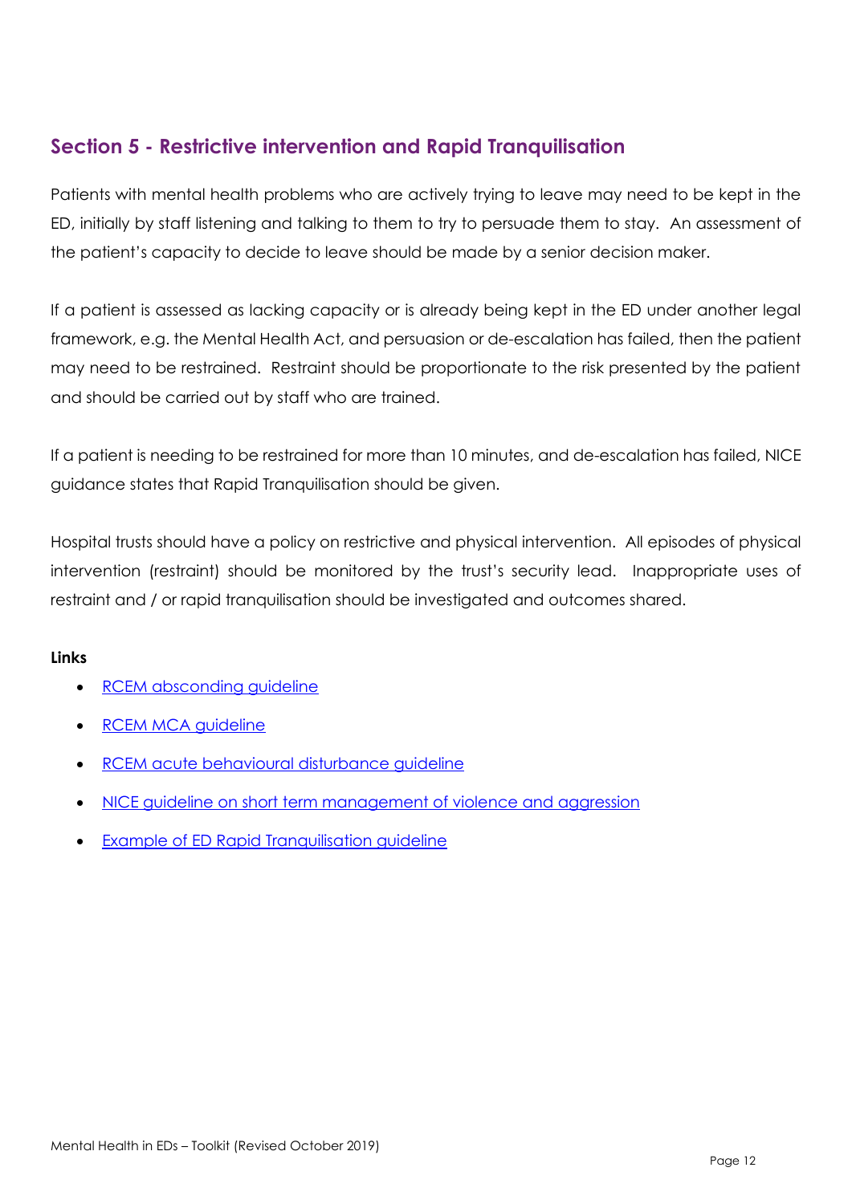## Section 5 - Restrictive intervention and Rapid Tranquilisation

Patients with mental health problems who are actively trying to leave may need to be kept in the ED, initially by staff listening and talking to them to try to persuade them to stay. An assessment of the patient's capacity to decide to leave should be made by a senior decision maker.

If a patient is assessed as lacking capacity or is already being kept in the ED under another legal framework, e.g. the Mental Health Act, and persuasion or de-escalation has failed, then the patient may need to be restrained. Restraint should be proportionate to the risk presented by the patient and should be carried out by staff who are trained.

If a patient is needing to be restrained for more than 10 minutes, and de-escalation has failed, NICE guidance states that Rapid Tranquilisation should be given.

Hospital trusts should have a policy on restrictive and physical intervention. All episodes of physical intervention (restraint) should be monitored by the trust's security lead. Inappropriate uses of restraint and / or rapid tranquilisation should be investigated and outcomes shared.

**Links**

- RCEM absconding guideline
- RCEM MCA guideline
- RCEM acute behavioural disturbance guideline
- NICE guideline on short term management of violence and aggression
- Example of ED Rapid Tranquilisation guideline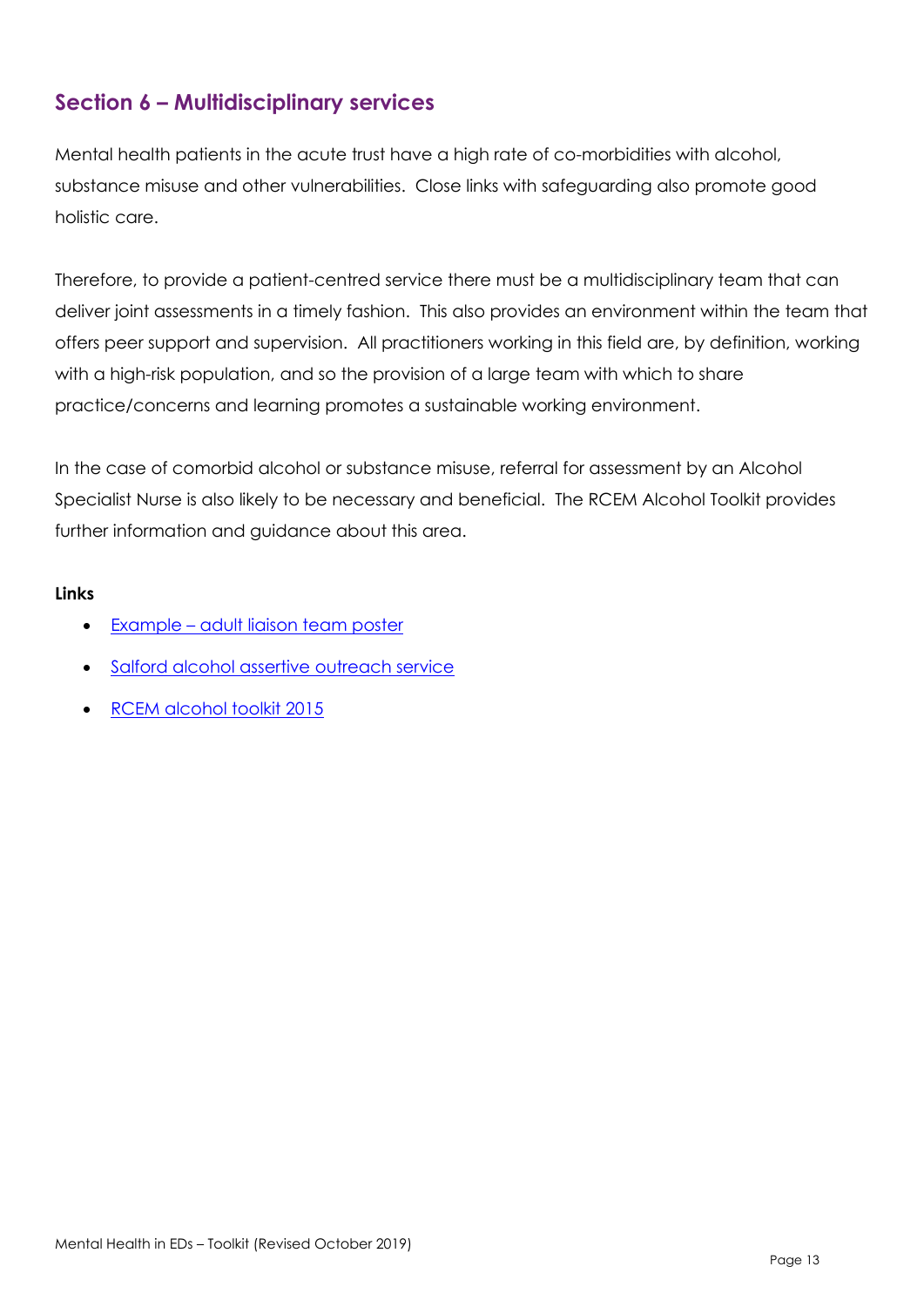## Section 6 – Multidisciplinary services

Mental health patients in the acute trust have a high rate of co-morbidities with alcohol, substance misuse and other vulnerabilities. Close links with safeguarding also promote good holistic care.

Therefore, to provide a patient-centred service there must be a multidisciplinary team that can deliver joint assessments in a timely fashion. This also provides an environment within the team that offers peer support and supervision. All practitioners working in this field are, by definition, working with a high-risk population, and so the provision of a large team with which to share practice/concerns and learning promotes a sustainable working environment.

In the case of comorbid alcohol or substance misuse, referral for assessment by an Alcohol Specialist Nurse is also likely to be necessary and beneficial. The RCEM Alcohol Toolkit provides further information and guidance about this area.

**Links**

- Example – adult liaison team poster
- Salford alcohol assertive outreach service
- RCEM alcohol toolkit 2015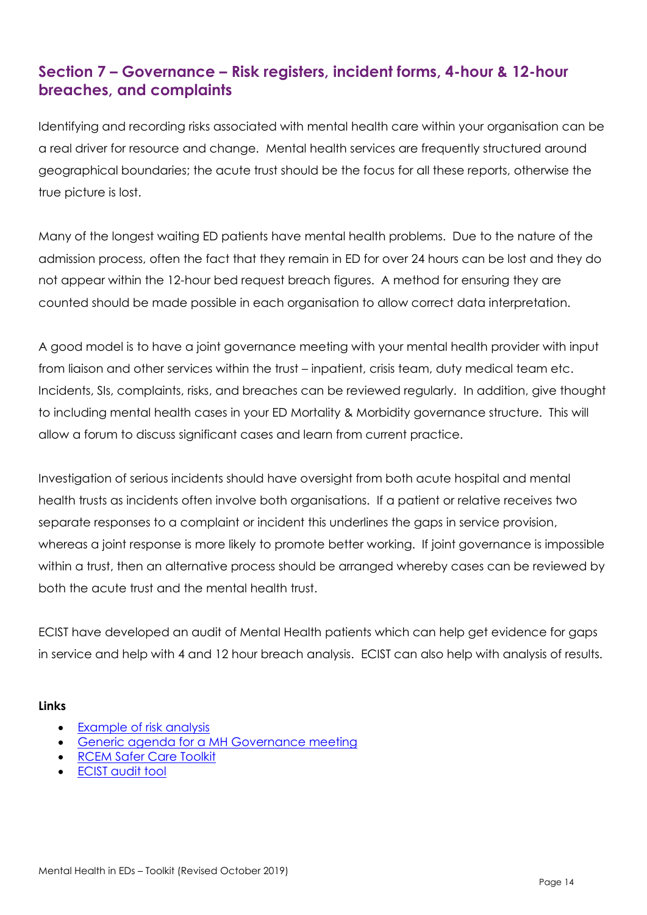## Section 7 – Governance – Risk registers, incident forms, 4-hour & 12-hour breaches, and complaints

Identifying and recording risks associated with mental health care within your organisation can be a real driver for resource and change. Mental health services are frequently structured around geographical boundaries; the acute trust should be the focus for all these reports, otherwise the true picture is lost.

Many of the longest waiting ED patients have mental health problems. Due to the nature of the admission process, often the fact that they remain in ED for over 24 hours can be lost and they do not appear within the 12-hour bed request breach figures. A method for ensuring they are counted should be made possible in each organisation to allow correct data interpretation.

A good model is to have a joint governance meeting with your mental health provider with input from liaison and other services within the trust – inpatient, crisis team, duty medical team etc. Incidents, SIs, complaints, risks, and breaches can be reviewed regularly. In addition, give thought to including mental health cases in your ED Mortality & Morbidity governance structure. This will allow a forum to discuss significant cases and learn from current practice.

Investigation of serious incidents should have oversight from both acute hospital and mental health trusts as incidents often involve both organisations. If a patient or relative receives two separate responses to a complaint or incident this underlines the gaps in service provision, whereas a joint response is more likely to promote better working. If joint governance is impossible within a trust, then an alternative process should be arranged whereby cases can be reviewed by both the acute trust and the mental health trust.

ECIST have developed an audit of Mental Health patients which can help get evidence for gaps in service and help with 4 and 12 hour breach analysis. ECIST can also help with analysis of results.

**Links**

- Example of risk analysis
- Generic agenda for a MH Governance meeting
- RCEM Safer Care Toolkit
- ECIST audit tool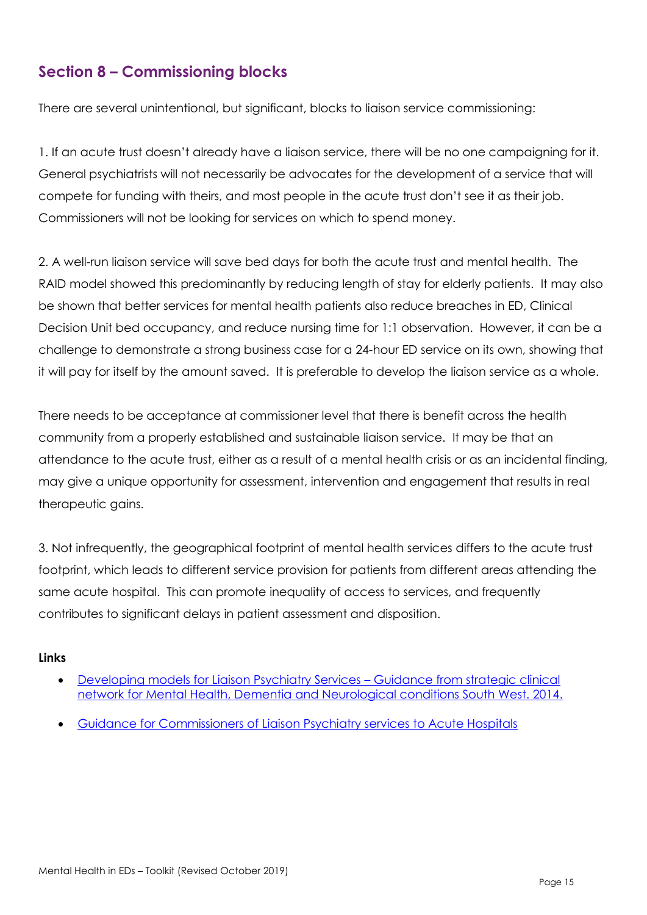## Section 8 – Commissioning blocks

There are several unintentional, but significant, blocks to liaison service commissioning:

1. If an acute trust doesn't already have a liaison service, there will be no one campaigning for it. General psychiatrists will not necessarily be advocates for the development of a service that will compete for funding with theirs, and most people in the acute trust don't see it as their job. Commissioners will not be looking for services on which to spend money.

2. A well-run liaison service will save bed days for both the acute trust and mental health. The RAID model showed this predominantly by reducing length of stay for elderly patients. It may also be shown that better services for mental health patients also reduce breaches in ED, Clinical Decision Unit bed occupancy, and reduce nursing time for 1:1 observation. However, it can be a challenge to demonstrate a strong business case for a 24-hour ED service on its own, showing that it will pay for itself by the amount saved. It is preferable to develop the liaison service as a whole.

There needs to be acceptance at commissioner level that there is benefit across the health community from a properly established and sustainable liaison service. It may be that an attendance to the acute trust, either as a result of a mental health crisis or as an incidental finding, may give a unique opportunity for assessment, intervention and engagement that results in real therapeutic gains.

3. Not infrequently, the geographical footprint of mental health services differs to the acute trust footprint, which leads to different service provision for patients from different areas attending the same acute hospital. This can promote inequality of access to services, and frequently contributes to significant delays in patient assessment and disposition.

**Links**

- Developing models for Liaison Psychiatry Services – Guidance from strategic clinical network for Mental Health, Dementia and Neurological conditions South West. 2014.
- Guidance for Commissioners of Liaison Psychiatry services to Acute Hospitals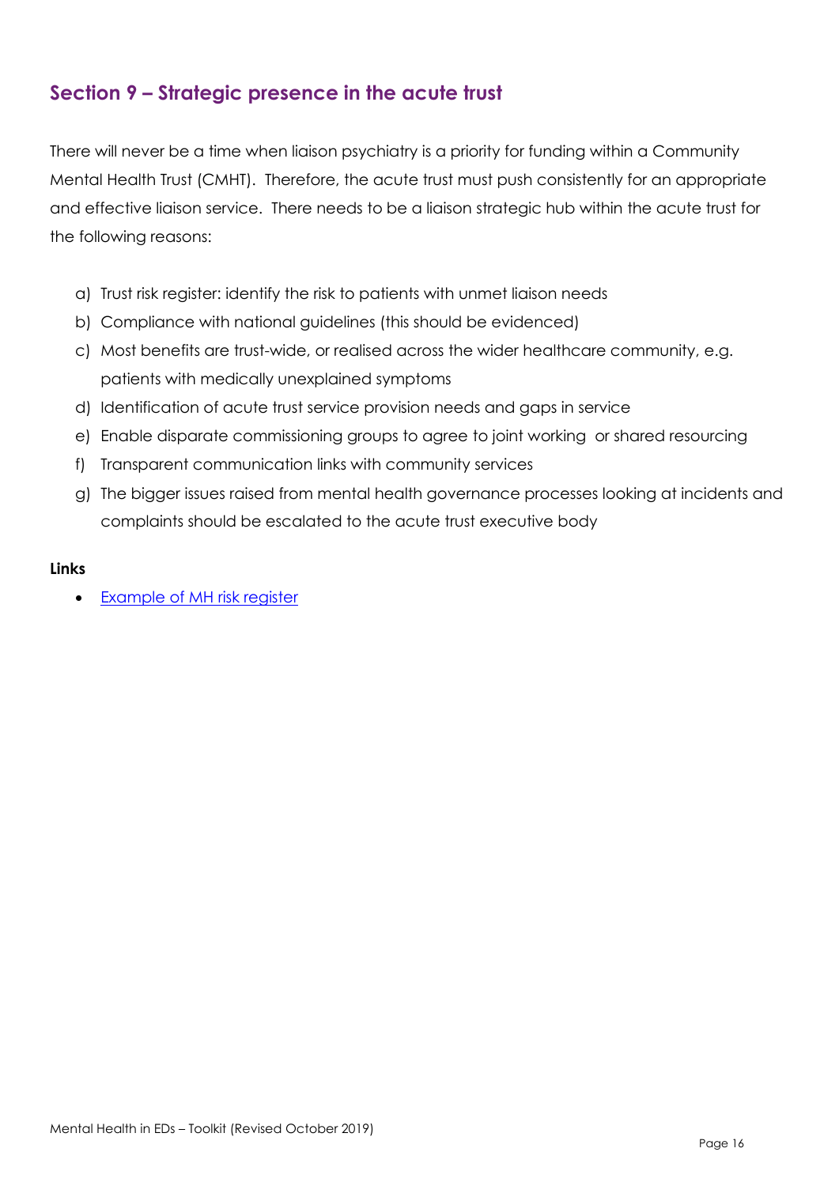## Section 9 – Strategic presence in the acute trust

There will never be a time when liaison psychiatry is a priority for funding within a Community Mental Health Trust (CMHT). Therefore, the acute trust must push consistently for an appropriate and effective liaison service. There needs to be a liaison strategic hub within the acute trust for the following reasons:

a) Trust risk register: identify the risk to patients with unmet liaison needs
b) Compliance with national guidelines (this should be evidenced)
c) Most benefits are trust-wide, or realised across the wider healthcare community, e.g. patients with medically unexplained symptoms
d) Identification of acute trust service provision needs and gaps in service
e) Enable disparate commissioning groups to agree to joint working or shared resourcing
f) Transparent communication links with community services
g) The bigger issues raised from mental health governance processes looking at incidents and complaints should be escalated to the acute trust executive body

**Links**

- Example of MH risk register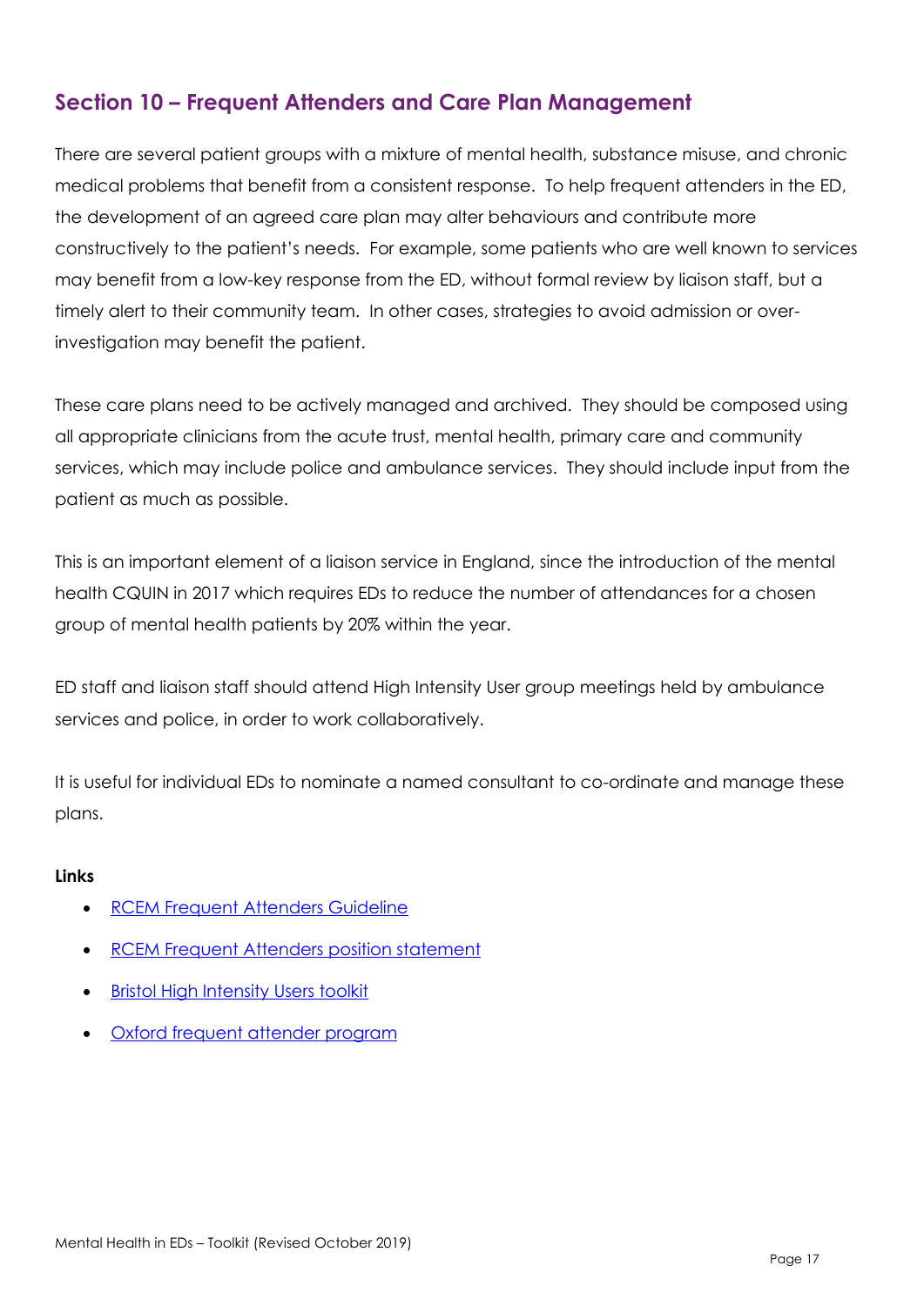## Section 10 – Frequent Attenders and Care Plan Management

There are several patient groups with a mixture of mental health, substance misuse, and chronic medical problems that benefit from a consistent response. To help frequent attenders in the ED, the development of an agreed care plan may alter behaviours and contribute more constructively to the patient's needs. For example, some patients who are well known to services may benefit from a low-key response from the ED, without formal review by liaison staff, but a timely alert to their community team. In other cases, strategies to avoid admission or over-investigation may benefit the patient.

These care plans need to be actively managed and archived. They should be composed using all appropriate clinicians from the acute trust, mental health, primary care and community services, which may include police and ambulance services. They should include input from the patient as much as possible.

This is an important element of a liaison service in England, since the introduction of the mental health CQUIN in 2017 which requires EDs to reduce the number of attendances for a chosen group of mental health patients by 20% within the year.

ED staff and liaison staff should attend High Intensity User group meetings held by ambulance services and police, in order to work collaboratively.

It is useful for individual EDs to nominate a named consultant to co-ordinate and manage these plans.

**Links**

- RCEM Frequent Attenders Guideline
- RCEM Frequent Attenders position statement
- Bristol High Intensity Users toolkit
- Oxford frequent attender program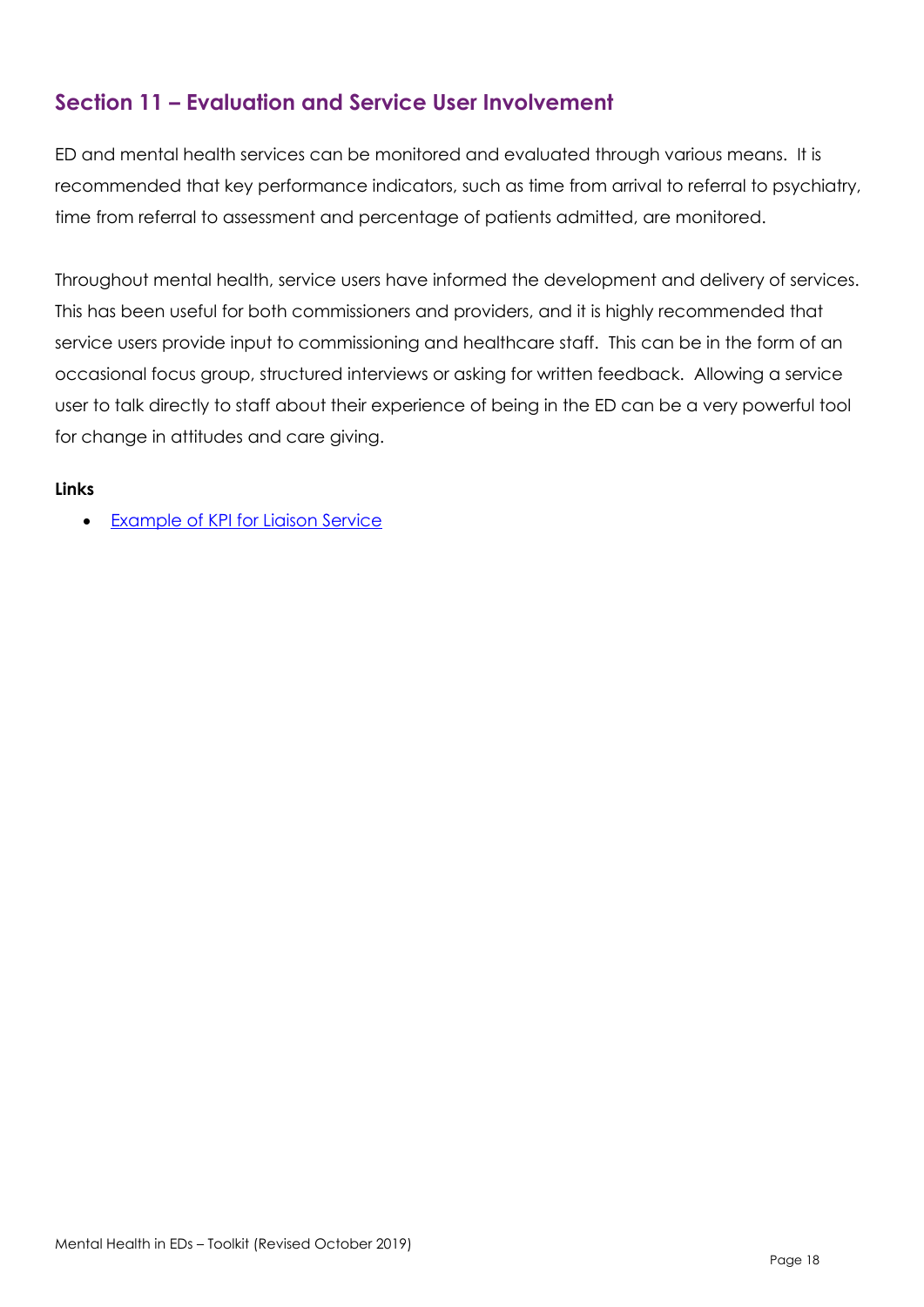## Section 11 – Evaluation and Service User Involvement

ED and mental health services can be monitored and evaluated through various means. It is recommended that key performance indicators, such as time from arrival to referral to psychiatry, time from referral to assessment and percentage of patients admitted, are monitored.

Throughout mental health, service users have informed the development and delivery of services. This has been useful for both commissioners and providers, and it is highly recommended that service users provide input to commissioning and healthcare staff. This can be in the form of an occasional focus group, structured interviews or asking for written feedback. Allowing a service user to talk directly to staff about their experience of being in the ED can be a very powerful tool for change in attitudes and care giving.

**Links**

- Example of KPI for Liaison Service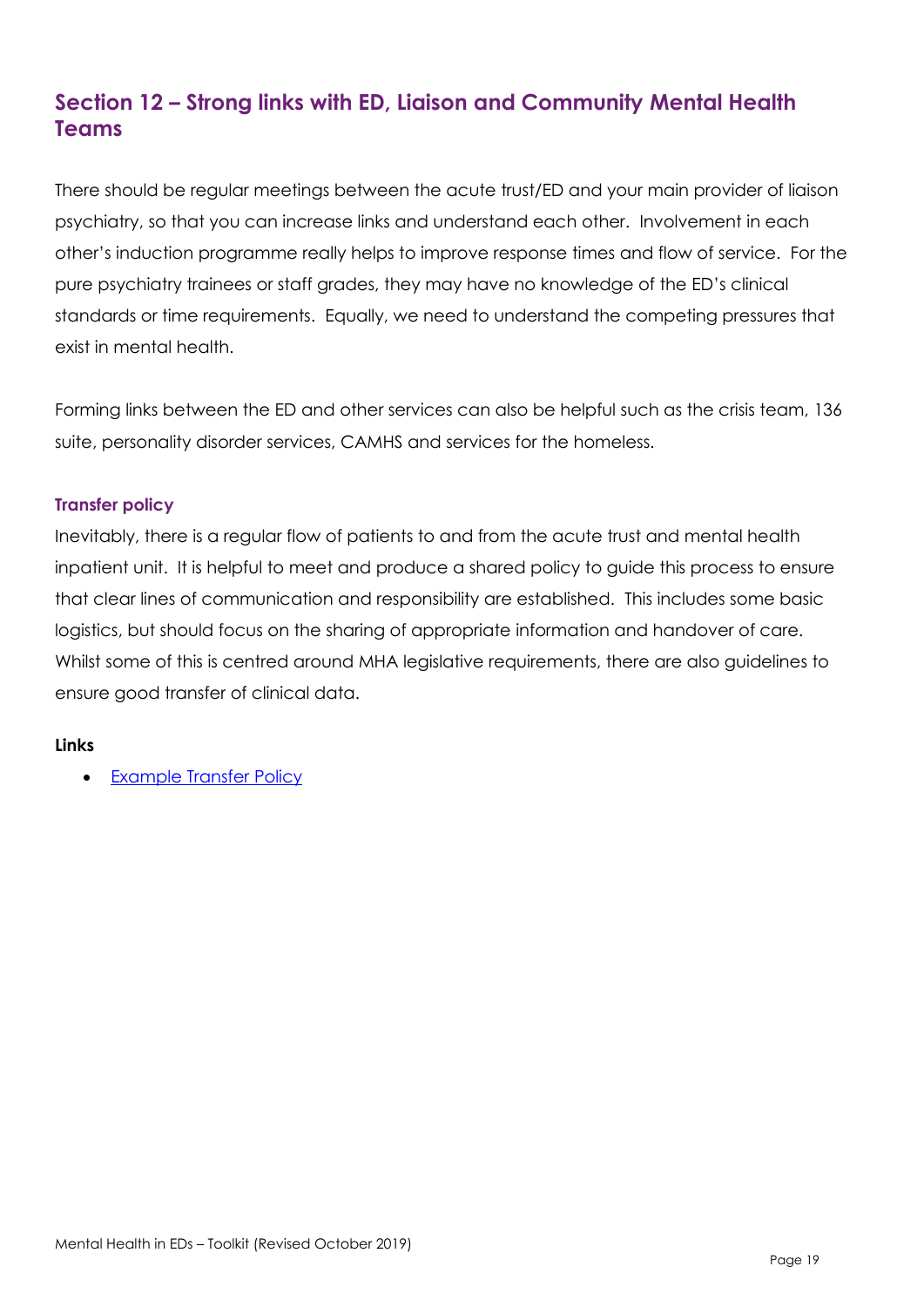## Section 12 – Strong links with ED, Liaison and Community Mental Health Teams

There should be regular meetings between the acute trust/ED and your main provider of liaison psychiatry, so that you can increase links and understand each other. Involvement in each other's induction programme really helps to improve response times and flow of service. For the pure psychiatry trainees or staff grades, they may have no knowledge of the ED's clinical standards or time requirements. Equally, we need to understand the competing pressures that exist in mental health.

Forming links between the ED and other services can also be helpful such as the crisis team, 136 suite, personality disorder services, CAMHS and services for the homeless.

### Transfer policy

Inevitably, there is a regular flow of patients to and from the acute trust and mental health inpatient unit. It is helpful to meet and produce a shared policy to guide this process to ensure that clear lines of communication and responsibility are established. This includes some basic logistics, but should focus on the sharing of appropriate information and handover of care. Whilst some of this is centred around MHA legislative requirements, there are also guidelines to ensure good transfer of clinical data.

**Links**

- Example Transfer Policy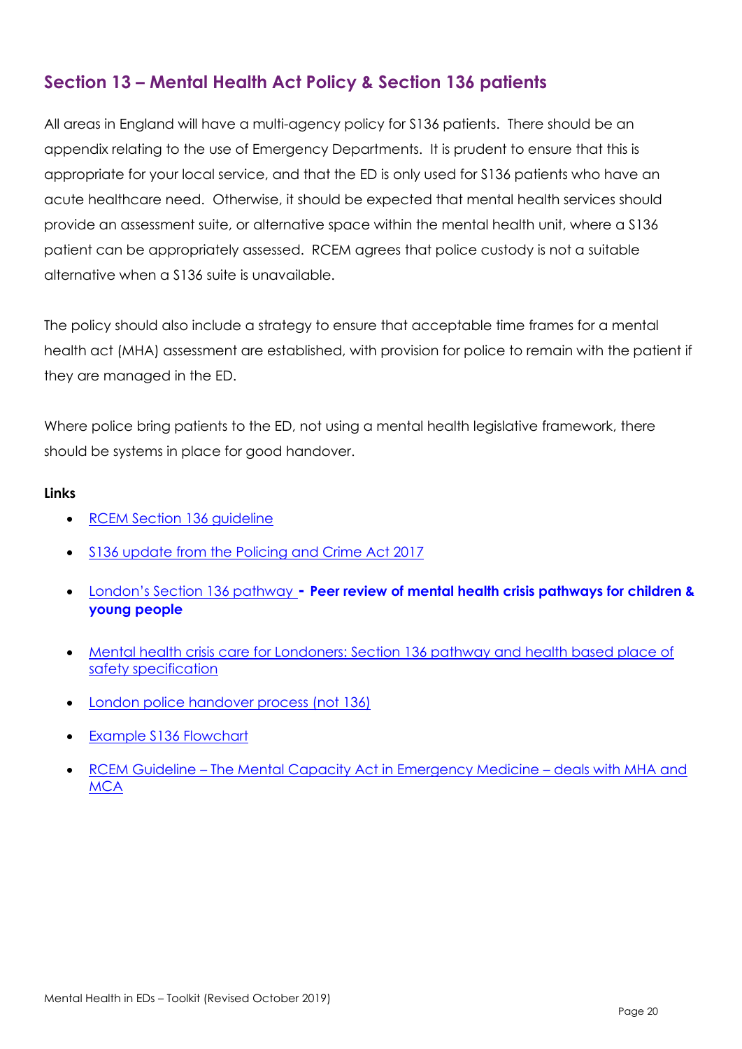## Section 13 – Mental Health Act Policy & Section 136 patients

All areas in England will have a multi-agency policy for S136 patients. There should be an appendix relating to the use of Emergency Departments. It is prudent to ensure that this is appropriate for your local service, and that the ED is only used for S136 patients who have an acute healthcare need. Otherwise, it should be expected that mental health services should provide an assessment suite, or alternative space within the mental health unit, where a S136 patient can be appropriately assessed. RCEM agrees that police custody is not a suitable alternative when a S136 suite is unavailable.

The policy should also include a strategy to ensure that acceptable time frames for a mental health act (MHA) assessment are established, with provision for police to remain with the patient if they are managed in the ED.

Where police bring patients to the ED, not using a mental health legislative framework, there should be systems in place for good handover.

**Links**

- RCEM Section 136 guideline
- S136 update from the Policing and Crime Act 2017
- London's Section 136 pathway **- Peer review of mental health crisis pathways for children & young people**
- Mental health crisis care for Londoners: Section 136 pathway and health based place of safety specification
- London police handover process (not 136)
- Example S136 Flowchart
- RCEM Guideline – The Mental Capacity Act in Emergency Medicine – deals with MHA and MCA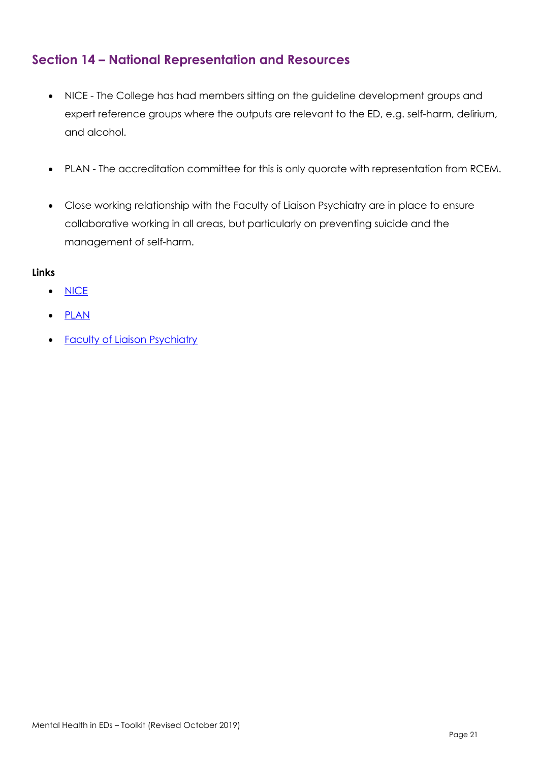## Section 14 – National Representation and Resources

- NICE - The College has had members sitting on the guideline development groups and expert reference groups where the outputs are relevant to the ED, e.g. self-harm, delirium, and alcohol.
- PLAN - The accreditation committee for this is only quorate with representation from RCEM.
- Close working relationship with the Faculty of Liaison Psychiatry are in place to ensure collaborative working in all areas, but particularly on preventing suicide and the management of self-harm.

**Links**

- NICE
- PLAN
- Faculty of Liaison Psychiatry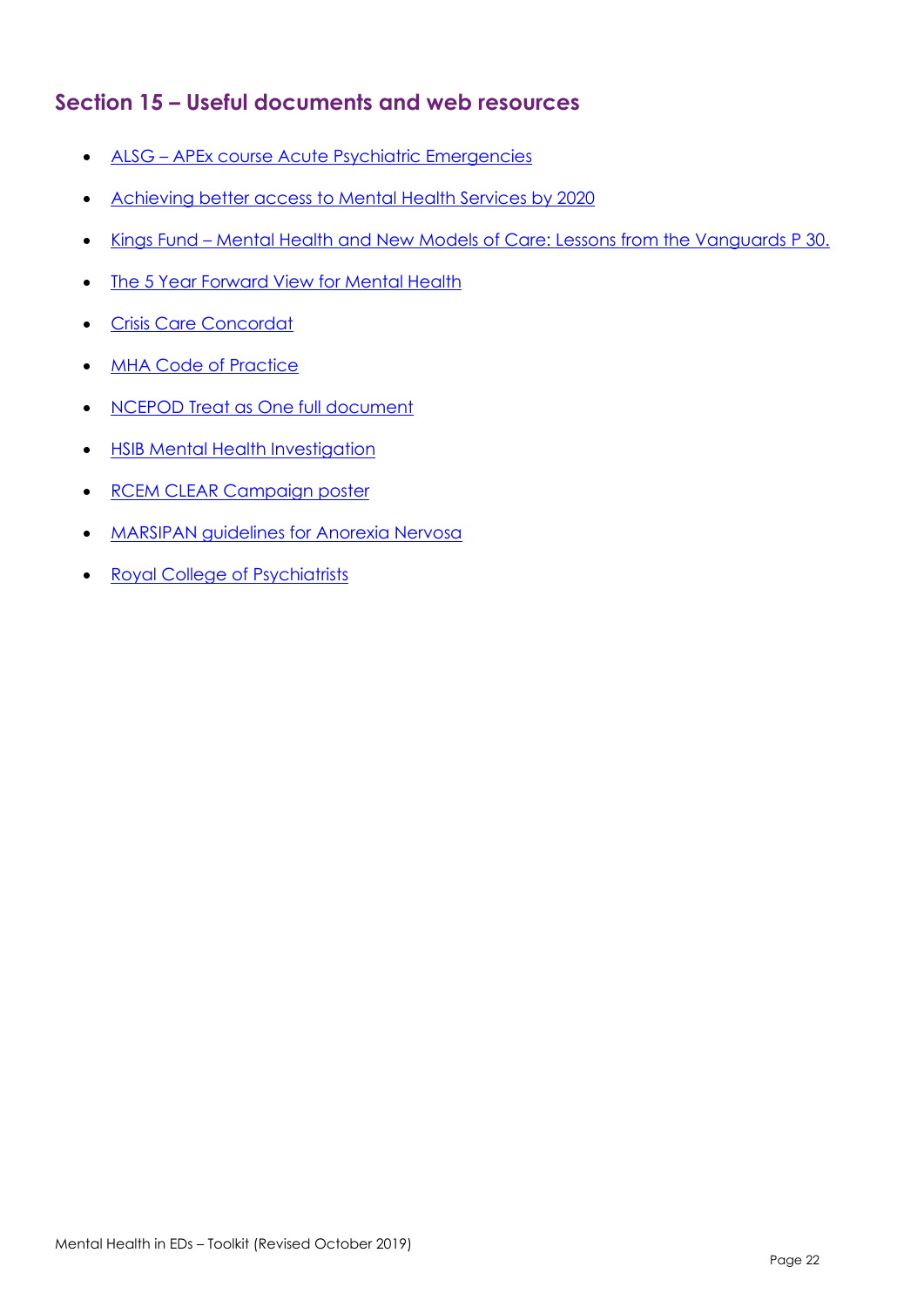## Section 15 – Useful documents and web resources

- ALSG – APEx course Acute Psychiatric Emergencies
- Achieving better access to Mental Health Services by 2020
- Kings Fund – Mental Health and New Models of Care: Lessons from the Vanguards P 30.
- The 5 Year Forward View for Mental Health
- Crisis Care Concordat
- MHA Code of Practice
- NCEPOD Treat as One full document
- HSIB Mental Health Investigation
- RCEM CLEAR Campaign poster
- MARSIPAN guidelines for Anorexia Nervosa
- Royal College of Psychiatrists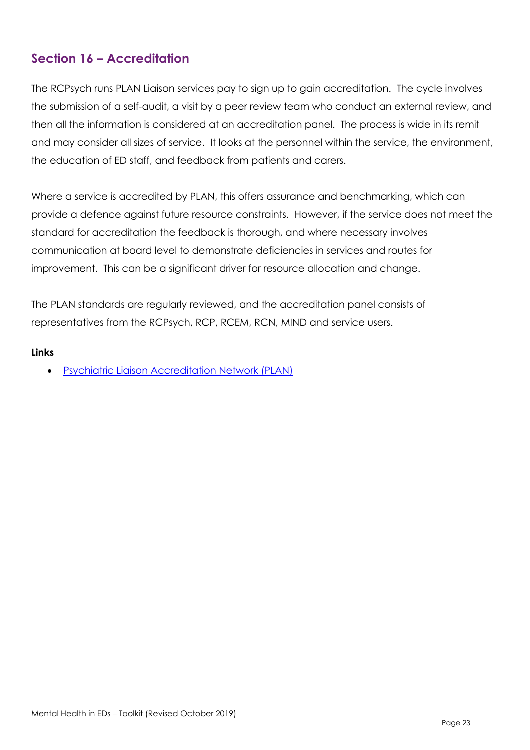## Section 16 – Accreditation

The RCPsych runs PLAN Liaison services pay to sign up to gain accreditation. The cycle involves the submission of a self-audit, a visit by a peer review team who conduct an external review, and then all the information is considered at an accreditation panel. The process is wide in its remit and may consider all sizes of service. It looks at the personnel within the service, the environment, the education of ED staff, and feedback from patients and carers.

Where a service is accredited by PLAN, this offers assurance and benchmarking, which can provide a defence against future resource constraints. However, if the service does not meet the standard for accreditation the feedback is thorough, and where necessary involves communication at board level to demonstrate deficiencies in services and routes for improvement. This can be a significant driver for resource allocation and change.

The PLAN standards are regularly reviewed, and the accreditation panel consists of representatives from the RCPsych, RCP, RCEM, RCN, MIND and service users.

**Links**

- Psychiatric Liaison Accreditation Network (PLAN)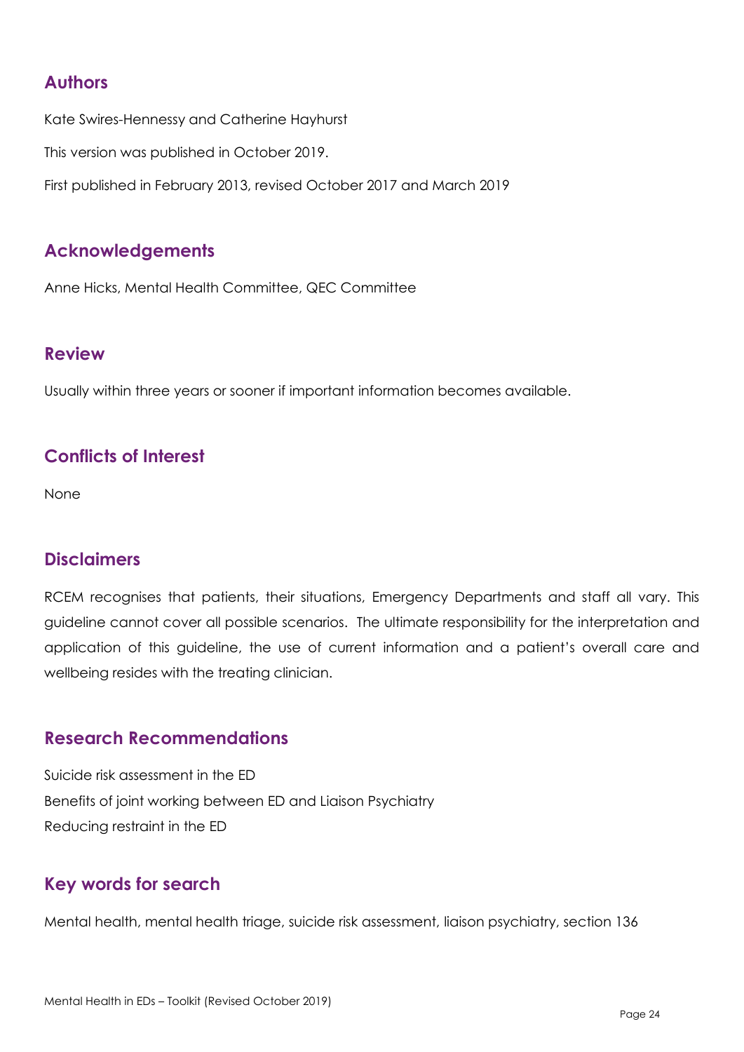## Authors

Kate Swires-Hennessy and Catherine Hayhurst

This version was published in October 2019.

First published in February 2013, revised October 2017 and March 2019

## Acknowledgements

Anne Hicks, Mental Health Committee, QEC Committee

## Review

Usually within three years or sooner if important information becomes available.

## Conflicts of Interest

None

## Disclaimers

RCEM recognises that patients, their situations, Emergency Departments and staff all vary. This guideline cannot cover all possible scenarios. The ultimate responsibility for the interpretation and application of this guideline, the use of current information and a patient's overall care and wellbeing resides with the treating clinician.

## Research Recommendations

Suicide risk assessment in the ED
Benefits of joint working between ED and Liaison Psychiatry
Reducing restraint in the ED

## Key words for search

Mental health, mental health triage, suicide risk assessment, liaison psychiatry, section 136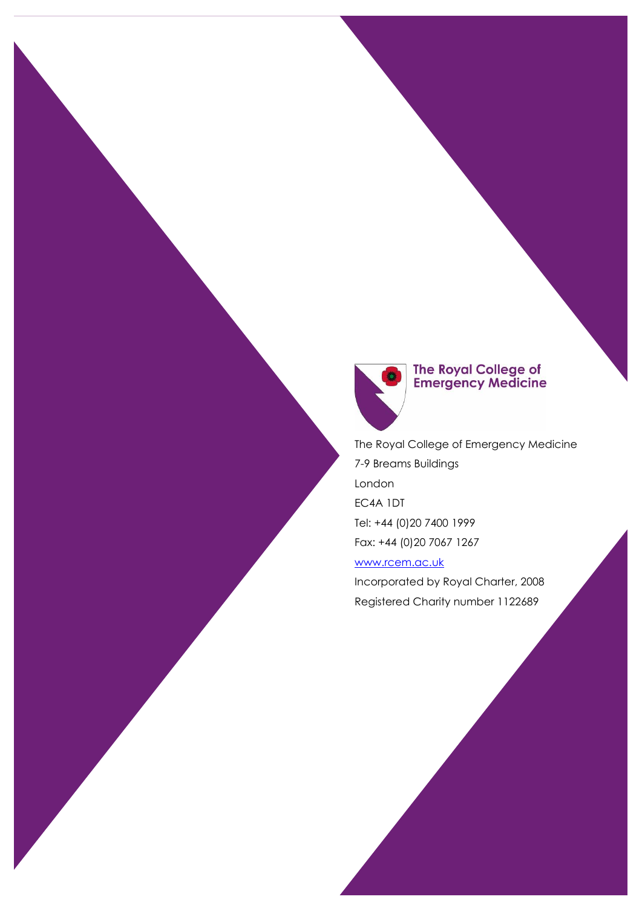The Royal College of Emergency Medicine

The Royal College of Emergency Medicine

7-9 Breams Buildings

London

EC4A 1DT

Tel: +44 (0)20 7400 1999

Fax: +44 (0)20 7067 1267

www.rcem.ac.uk

Incorporated by Royal Charter, 2008

Registered Charity number 1122689